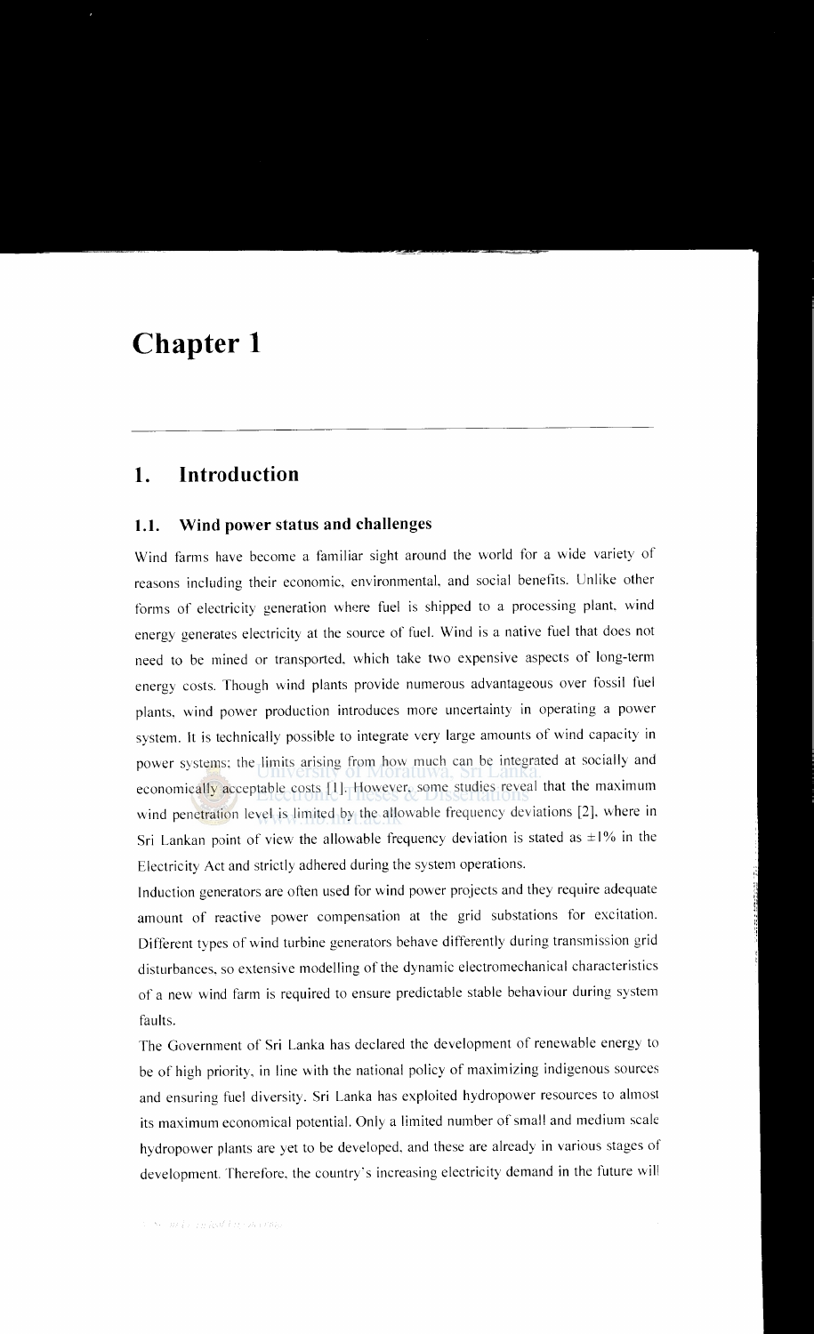# Chapter 1

## 1. Introduction

### 1.1. Wind power status and challenges

Wind farms have become a familiar sight around the world for a wide variety of reasons including their economic, environmental, and social benefits. Unlike other forms of electricity generation where fuel is shipped to a processing plant, wind energy generates electricity at the source of fuel. Wind is a native fuel that does not need to be mined or transported, which take two expensive aspects of long-term energy costs. Though wind plants provide numerous advantageous over fossil fuel plants, wind power production introduces more uncertainty in operating a power system. It is technically possible to integrate very large amounts of wind capacity in power systems; the limits arising from how much can be integrated at socially and economically acceptable costs [1]. However, some studies reveal that the maximum wind penetration level is limited by the allowable frequency deviations [2], where in Sri Lankan point of view the allowable frequency deviation is stated as $\pm 1\%$ in the Electricity Act and strictly adhered during the system operations.

Induction generators are often used for wind power projects and they require adequate amount of reactive power compensation at the grid substations for excitation. Different types of wind turbine generators behave differently during transmission grid disturbances, so extensive modelling of the dynamic electromechanical characteristics of a new wind farm is required to ensure predictable stable behaviour during system faults.

The Government of Sri Lanka has declared the development of renewable energy to be of high priority, in line with the national policy of maximizing indigenous sources and ensuring fuel diversity. Sri Lanka has exploited hydropower resources to almost its maximum economical potential. Only a limited number of small and medium scale hydropower plants are yet to be developed, and these are already in various stages of development. Therefore, the country's increasing electricity demand in the future will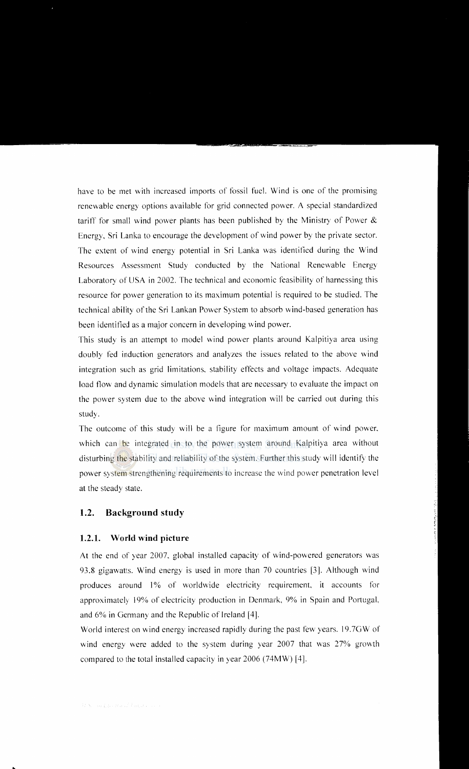have to be met with increased imports of fossil fuel. Wind is one of the promising renewable energy options available for grid connected power. A special standardized tariff for small wind power plants has been published by the Ministry of Power & Energy, Sri Lanka to encourage the development of wind power by the private sector. The extent of wind energy potential in Sri Lanka was identified during the Wind Resources Assessment Study conducted by the National Renewable Energy Laboratory of USA in 2002. The technical and economic feasibility of harnessing this resource for power generation to its maximum potential is required to be studied. The technical ability of the Sri Lankan Power System to absorb wind-based generation has been identified as a major concern in developing wind power.

This study is an attempt to model wind power plants around Kalpitiya area using doubly fed induction generators and analyzes the issues related to the above wind integration such as grid limitations, stability effects and voltage impacts. Adequate load flow and dynamic simulation models that are necessary to evaluate the impact on the power system due to the above wind integration will be carried out during this study.

The outcome of this study will be a figure for maximum amount of wind power, which can be integrated in to the power system around Kalpitiya area without disturbing the stability and reliability of the system. Further this study will identify the power system strengthening requirements to increase the wind power penetration level at the steady state.

## 1.2. Background study

### 1.2.1. World wind picture

At the end of year 2007, global installed capacity of wind-powered generators was 93.8 gigawatts. Wind energy is used in more than 70 countries [3]. Although wind produces around 1% of worldwide electricity requirement, it accounts for approximately 19% of electricity production in Denmark, 9% in Spain and Portugal, and 6% in Germany and the Republic of Ireland [4].

World interest on wind energy increased rapidly during the past few years. 19.7GW of wind energy were added to the system during year 2007 that was 27% growth compared to the total installed capacity in year 2006 (74MW) [4].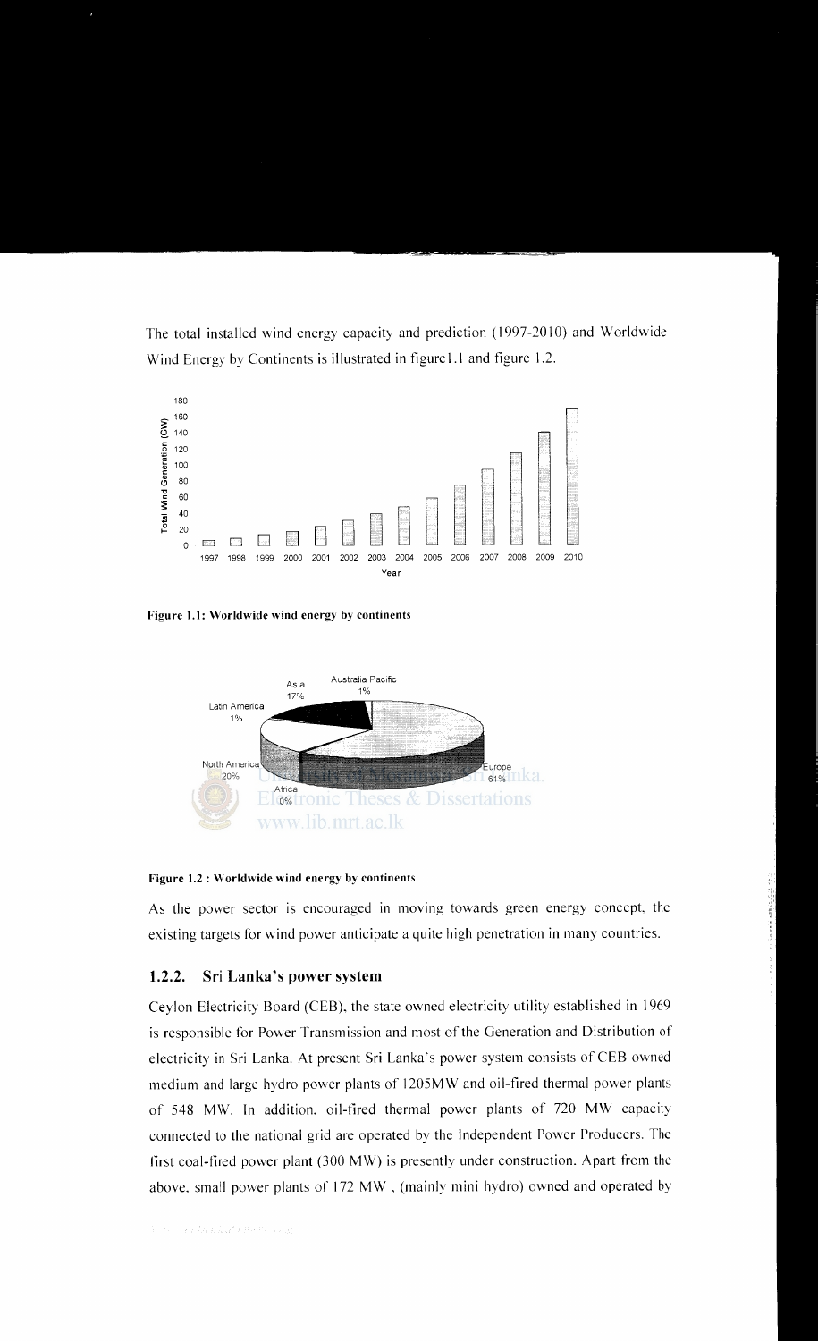The total installed wind energy capacity and prediction (1997-2010) and Worldwide Wind Energy by Continents is illustrated in figure1.1 and figure 1.2.

**Figure 1.1: Worldwide wind energy by continents**

**Figure 1.2 : Worldwide wind energy by continents**

As the power sector is encouraged in moving towards green energy concept, the existing targets for wind power anticipate a quite high penetration in many countries.

### 1.2.2. Sri Lanka's power system

Ceylon Electricity Board (CEB), the state owned electricity utility established in 1969 is responsible for Power Transmission and most of the Generation and Distribution of electricity in Sri Lanka. At present Sri Lanka's power system consists of CEB owned medium and large hydro power plants of 1205MW and oil-fired thermal power plants of 548 MW. In addition, oil-fired thermal power plants of 720 MW capacity connected to the national grid are operated by the Independent Power Producers. The first coal-fired power plant (300 MW) is presently under construction. Apart from the above, small power plants of 172 MW , (mainly mini hydro) owned and operated by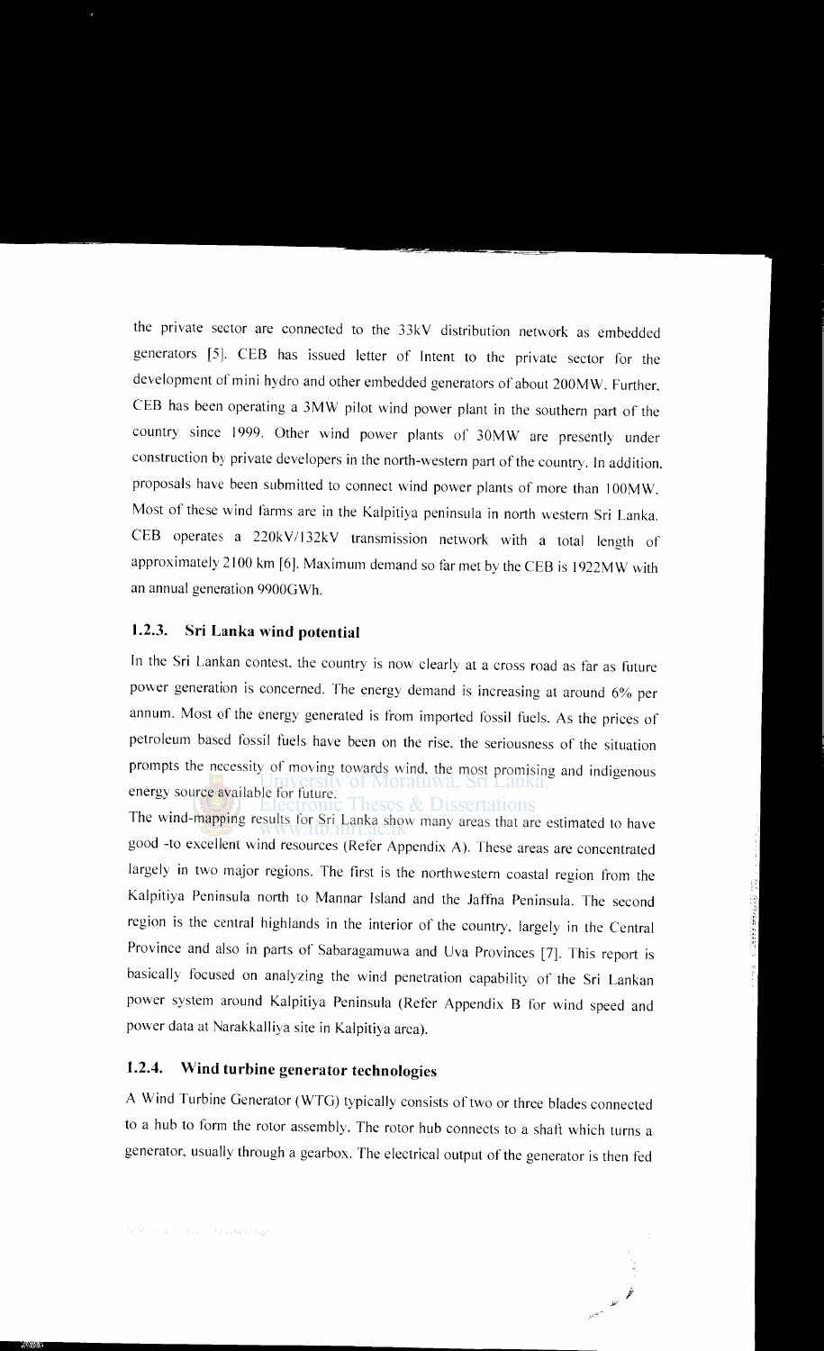the private sector are connected to the 33kV distribution network as embedded generators [5]. CEB has issued letter of Intent to the private sector for the development of mini hydro and other embedded generators of about 200MW. Further, CEB has been operating a 3MW pilot wind power plant in the southern part of the country since 1999. Other wind power plants of 30MW are presently under construction by private developers in the north-western part of the country. In addition, proposals have been submitted to connect wind power plants of more than 100MW. Most of these wind farms are in the Kalpitiya peninsula in north western Sri Lanka. CEB operates a 220kV/132kV transmission network with a total length of approximately 2100 km [6]. Maximum demand so far met by the CEB is 1922MW with an annual generation 9900GWh.

### 1.2.3. Sri Lanka wind potential

In the Sri Lankan contest, the country is now clearly at a cross road as far as future power generation is concerned. The energy demand is increasing at around 6% per annum. Most of the energy generated is from imported fossil fuels. As the prices of petroleum based fossil fuels have been on the rise, the seriousness of the situation prompts the necessity of moving towards wind, the most promising and indigenous energy source available for future.

The wind-mapping results for Sri Lanka show many areas that are estimated to have good -to excellent wind resources (Refer Appendix A). These areas are concentrated largely in two major regions. The first is the northwestern coastal region from the Kalpitiya Peninsula north to Mannar Island and the Jaffna Peninsula. The second region is the central highlands in the interior of the country, largely in the Central Province and also in parts of Sabaragamuwa and Uva Provinces [7]. This report is basically focused on analyzing the wind penetration capability of the Sri Lankan power system around Kalpitiya Peninsula (Refer Appendix B for wind speed and power data at Narakkalliya site in Kalpitiya area).

### 1.2.4. Wind turbine generator technologies

A Wind Turbine Generator (WTG) typically consists of two or three blades connected to a hub to form the rotor assembly. The rotor hub connects to a shaft which turns a generator, usually through a gearbox. The electrical output of the generator is then fed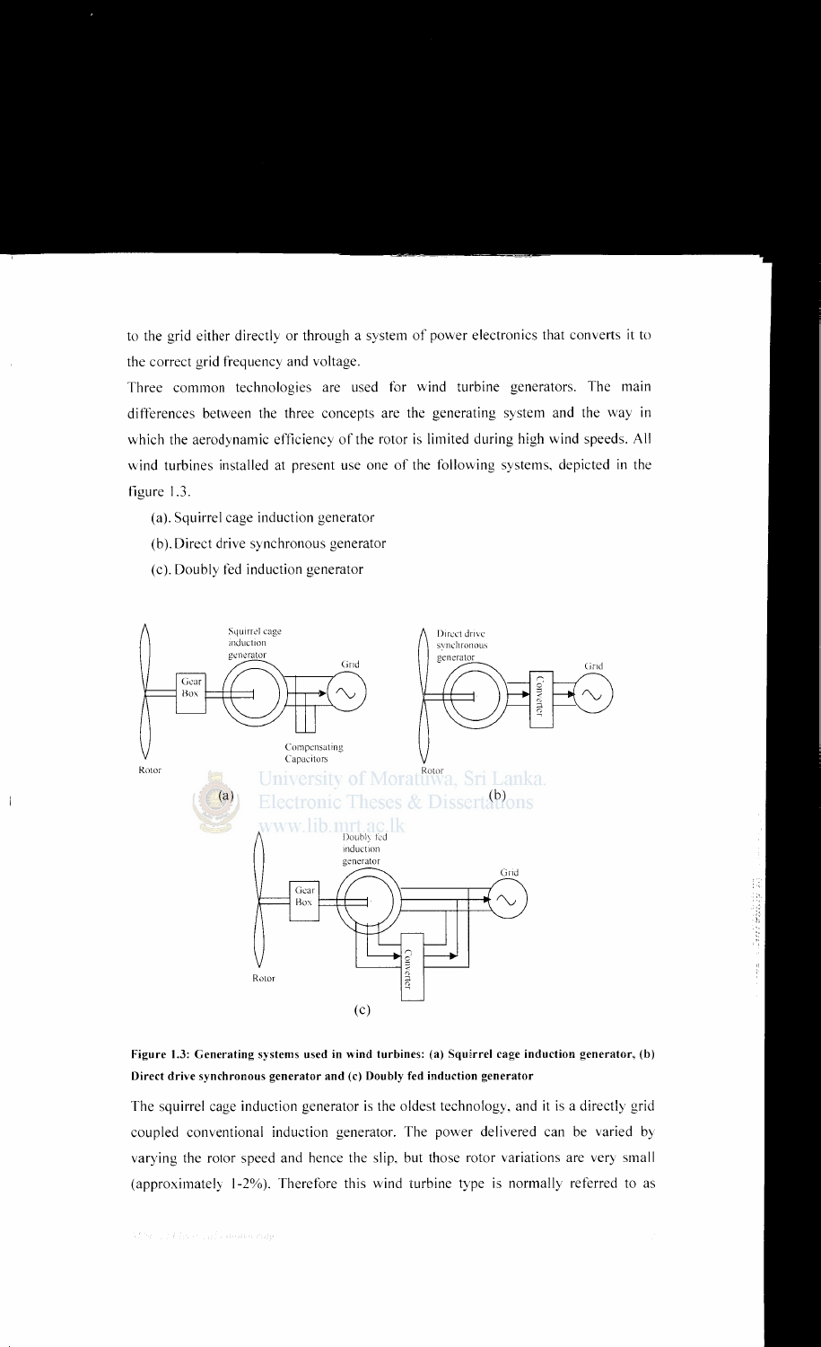to the grid either directly or through a system of power electronics that converts it to the correct grid frequency and voltage.

Three common technologies are used for wind turbine generators. The main differences between the three concepts are the generating system and the way in which the aerodynamic efficiency of the rotor is limited during high wind speeds. All wind turbines installed at present use one of the following systems, depicted in the figure 1.3.

(a). Squirrel cage induction generator

(b). Direct drive synchronous generator

(c). Doubly fed induction generator

**Figure 1.3: Generating systems used in wind turbines: (a) Squirrel cage induction generator, (b) Direct drive synchronous generator and (c) Doubly fed induction generator**

The squirrel cage induction generator is the oldest technology, and it is a directly grid coupled conventional induction generator. The power delivered can be varied by varying the rotor speed and hence the slip, but those rotor variations are very small (approximately 1-2%). Therefore this wind turbine type is normally referred to as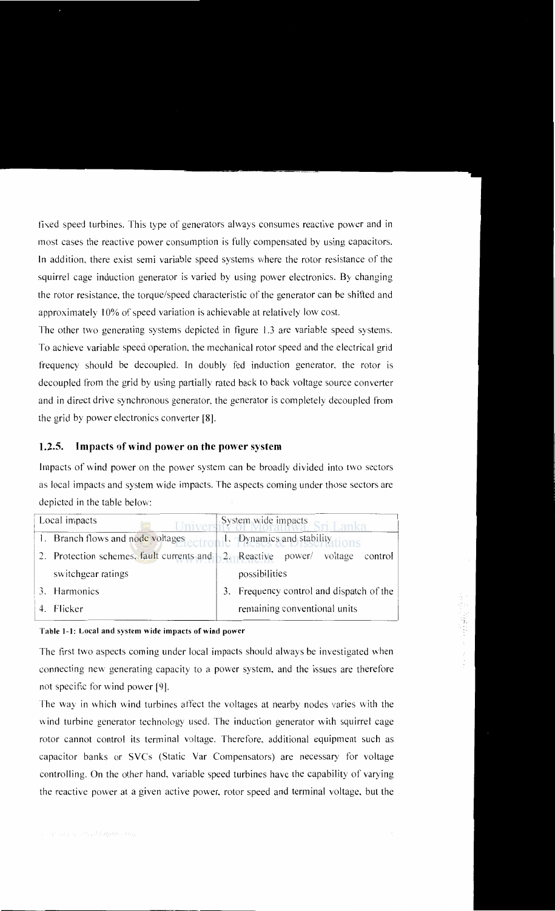fixed speed turbines. This type of generators always consumes reactive power and in most cases the reactive power consumption is fully compensated by using capacitors. In addition, there exist semi variable speed systems where the rotor resistance of the squirrel cage induction generator is varied by using power electronics. By changing the rotor resistance, the torque/speed characteristic of the generator can be shifted and approximately 10% of speed variation is achievable at relatively low cost.

The other two generating systems depicted in figure 1.3 are variable speed systems. To achieve variable speed operation, the mechanical rotor speed and the electrical grid frequency should be decoupled. In doubly fed induction generator, the rotor is decoupled from the grid by using partially rated back to back voltage source converter and in direct drive synchronous generator, the generator is completely decoupled from the grid by power electronics converter [8].

### 1.2.5. Impacts of wind power on the power system

Impacts of wind power on the power system can be broadly divided into two sectors as local impacts and system wide impacts. The aspects coming under those sectors are depicted in the table below:

| Local impacts | System wide impacts |
|---|---|
| 1. Branch flows and node voltages | 1. Dynamics and stability |
| 2. Protection schemes, fault currents and switchgear ratings | 2. Reactive power/ voltage control possibilities |
| 3. Harmonics | 3. Frequency control and dispatch of the remaining conventional units |
| 4. Flicker | |

**Table 1-1: Local and system wide impacts of wind power**

The first two aspects coming under local impacts should always be investigated when connecting new generating capacity to a power system, and the issues are therefore not specific for wind power [9].

The way in which wind turbines affect the voltages at nearby nodes varies with the wind turbine generator technology used. The induction generator with squirrel cage rotor cannot control its terminal voltage. Therefore, additional equipment such as capacitor banks or SVCs (Static Var Compensators) are necessary for voltage controlling. On the other hand, variable speed turbines have the capability of varying the reactive power at a given active power, rotor speed and terminal voltage, but the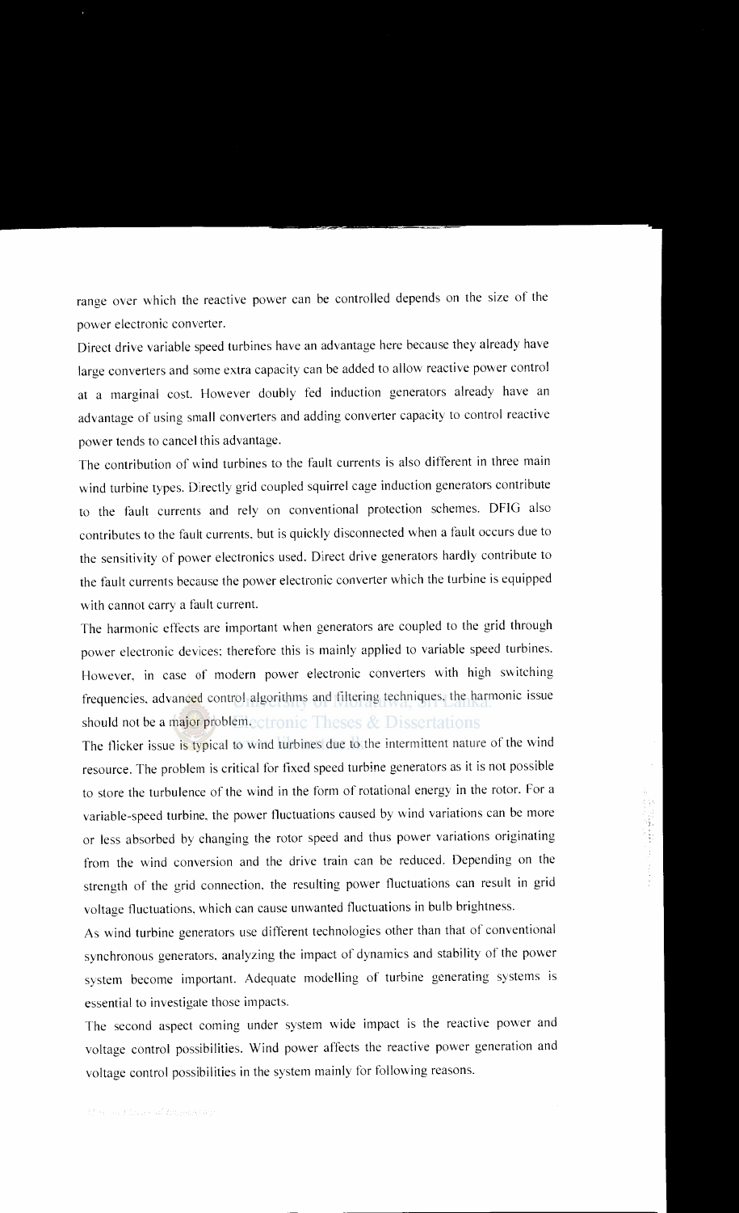range over which the reactive power can be controlled depends on the size of the power electronic converter.

Direct drive variable speed turbines have an advantage here because they already have large converters and some extra capacity can be added to allow reactive power control at a marginal cost. However doubly fed induction generators already have an advantage of using small converters and adding converter capacity to control reactive power tends to cancel this advantage.

The contribution of wind turbines to the fault currents is also different in three main wind turbine types. Directly grid coupled squirrel cage induction generators contribute to the fault currents and rely on conventional protection schemes. DFIG also contributes to the fault currents, but is quickly disconnected when a fault occurs due to the sensitivity of power electronics used. Direct drive generators hardly contribute to the fault currents because the power electronic converter which the turbine is equipped with cannot carry a fault current.

The harmonic effects are important when generators are coupled to the grid through power electronic devices; therefore this is mainly applied to variable speed turbines. However, in case of modern power electronic converters with high switching frequencies, advanced control algorithms and filtering techniques, the harmonic issue should not be a major problem.

The flicker issue is typical to wind turbines due to the intermittent nature of the wind resource. The problem is critical for fixed speed turbine generators as it is not possible to store the turbulence of the wind in the form of rotational energy in the rotor. For a variable-speed turbine, the power fluctuations caused by wind variations can be more or less absorbed by changing the rotor speed and thus power variations originating from the wind conversion and the drive train can be reduced. Depending on the strength of the grid connection, the resulting power fluctuations can result in grid voltage fluctuations, which can cause unwanted fluctuations in bulb brightness.

As wind turbine generators use different technologies other than that of conventional synchronous generators, analyzing the impact of dynamics and stability of the power system become important. Adequate modelling of turbine generating systems is essential to investigate those impacts.

The second aspect coming under system wide impact is the reactive power and voltage control possibilities. Wind power affects the reactive power generation and voltage control possibilities in the system mainly for following reasons.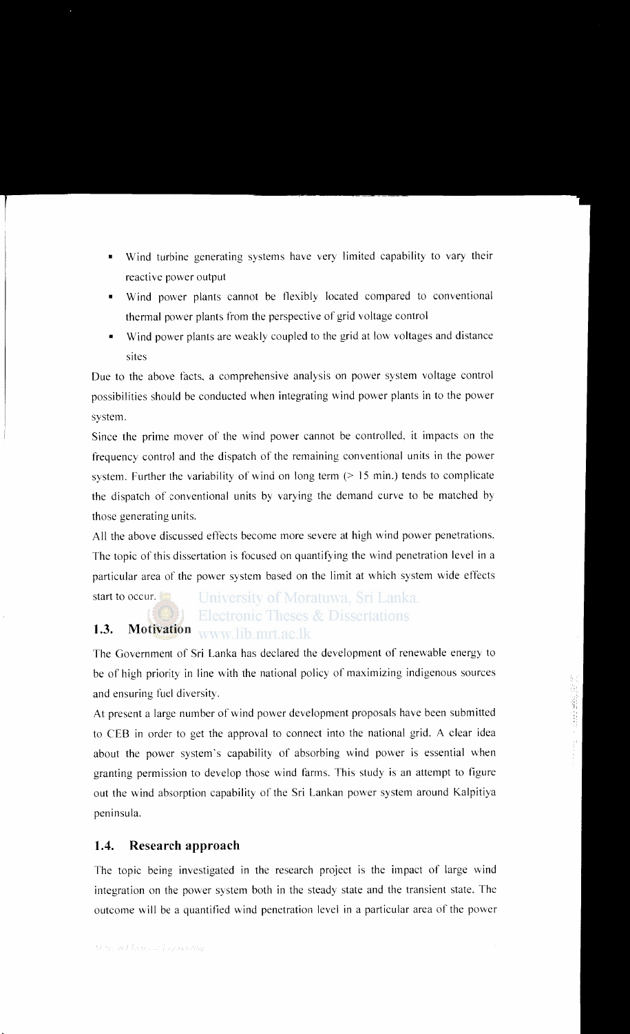- Wind turbine generating systems have very limited capability to vary their reactive power output
- Wind power plants cannot be flexibly located compared to conventional thermal power plants from the perspective of grid voltage control
- Wind power plants are weakly coupled to the grid at low voltages and distance sites

Due to the above facts, a comprehensive analysis on power system voltage control possibilities should be conducted when integrating wind power plants in to the power system.

Since the prime mover of the wind power cannot be controlled, it impacts on the frequency control and the dispatch of the remaining conventional units in the power system. Further the variability of wind on long term (> 15 min.) tends to complicate the dispatch of conventional units by varying the demand curve to be matched by those generating units.

All the above discussed effects become more severe at high wind power penetrations. The topic of this dissertation is focused on quantifying the wind penetration level in a particular area of the power system based on the limit at which system wide effects start to occur.

## 1.3. Motivation

The Government of Sri Lanka has declared the development of renewable energy to be of high priority in line with the national policy of maximizing indigenous sources and ensuring fuel diversity.

At present a large number of wind power development proposals have been submitted to CEB in order to get the approval to connect into the national grid. A clear idea about the power system's capability of absorbing wind power is essential when granting permission to develop those wind farms. This study is an attempt to figure out the wind absorption capability of the Sri Lankan power system around Kalpitiya peninsula.

## 1.4. Research approach

The topic being investigated in the research project is the impact of large wind integration on the power system both in the steady state and the transient state. The outcome will be a quantified wind penetration level in a particular area of the power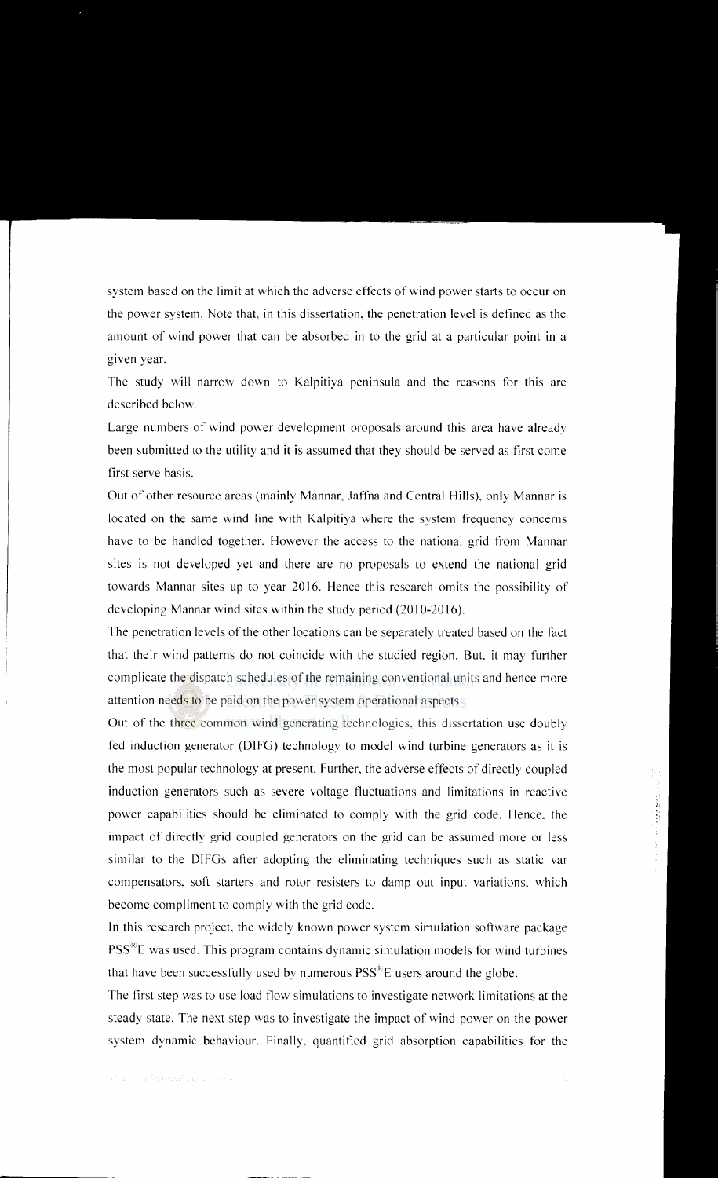system based on the limit at which the adverse effects of wind power starts to occur on the power system. Note that, in this dissertation, the penetration level is defined as the amount of wind power that can be absorbed in to the grid at a particular point in a given year.

The study will narrow down to Kalpitiya peninsula and the reasons for this are described below.

Large numbers of wind power development proposals around this area have already been submitted to the utility and it is assumed that they should be served as first come first serve basis.

Out of other resource areas (mainly Mannar, Jaffna and Central Hills), only Mannar is located on the same wind line with Kalpitiya where the system frequency concerns have to be handled together. However the access to the national grid from Mannar sites is not developed yet and there are no proposals to extend the national grid towards Mannar sites up to year 2016. Hence this research omits the possibility of developing Mannar wind sites within the study period (2010-2016).

The penetration levels of the other locations can be separately treated based on the fact that their wind patterns do not coincide with the studied region. But, it may further complicate the dispatch schedules of the remaining conventional units and hence more attention needs to be paid on the power system operational aspects.

Out of the three common wind generating technologies, this dissertation use doubly fed induction generator (DIFG) technology to model wind turbine generators as it is the most popular technology at present. Further, the adverse effects of directly coupled induction generators such as severe voltage fluctuations and limitations in reactive power capabilities should be eliminated to comply with the grid code. Hence, the impact of directly grid coupled generators on the grid can be assumed more or less similar to the DIFGs after adopting the eliminating techniques such as static var compensators, soft starters and rotor resisters to damp out input variations, which become compliment to comply with the grid code.

In this research project, the widely known power system simulation software package PSS®E was used. This program contains dynamic simulation models for wind turbines that have been successfully used by numerous PSS®E users around the globe.

The first step was to use load flow simulations to investigate network limitations at the steady state. The next step was to investigate the impact of wind power on the power system dynamic behaviour. Finally, quantified grid absorption capabilities for the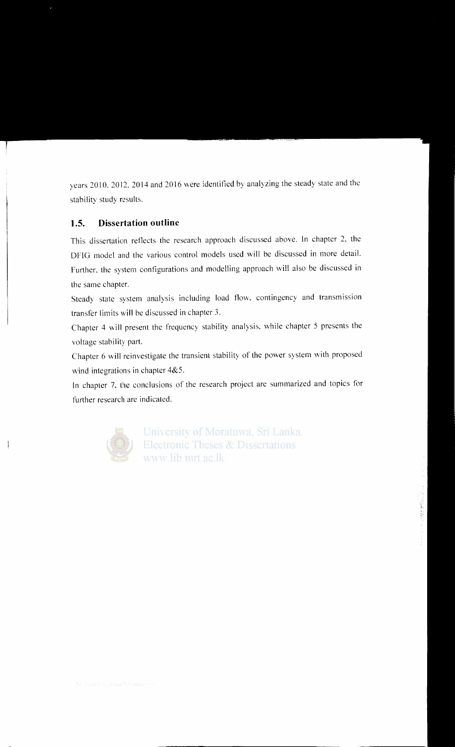years 2010, 2012, 2014 and 2016 were identified by analyzing the steady state and the stability study results.

## 1.5. Dissertation outline

This dissertation reflects the research approach discussed above. In chapter 2, the DFIG model and the various control models used will be discussed in more detail. Further, the system configurations and modelling approach will also be discussed in the same chapter.

Steady state system analysis including load flow, contingency and transmission transfer limits will be discussed in chapter 3.

Chapter 4 will present the frequency stability analysis, while chapter 5 presents the voltage stability part.

Chapter 6 will reinvestigate the transient stability of the power system with proposed wind integrations in chapter 4&5.

In chapter 7, the conclusions of the research project are summarized and topics for further research are indicated.